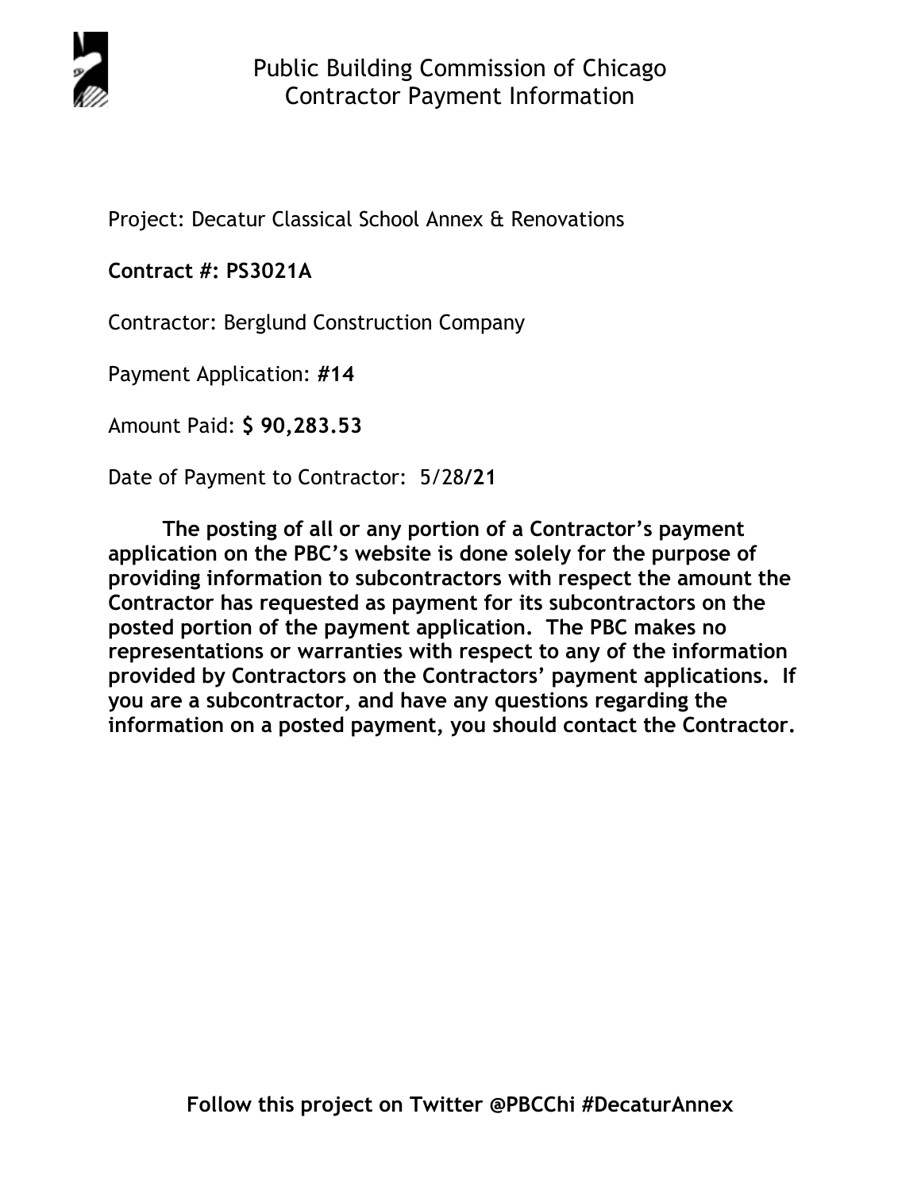# Public Building Commission of Chicago
## Contractor Payment Information

Project: Decatur Classical School Annex & Renovations

**Contract #: PS3021A**

Contractor: Berglund Construction Company

Payment Application: **#14**

Amount Paid: **$ 90,283.53**

Date of Payment to Contractor: 5/28**/21**

**The posting of all or any portion of a Contractor's payment application on the PBC's website is done solely for the purpose of providing information to subcontractors with respect the amount the Contractor has requested as payment for its subcontractors on the posted portion of the payment application. The PBC makes no representations or warranties with respect to any of the information provided by Contractors on the Contractors' payment applications. If you are a subcontractor, and have any questions regarding the information on a posted payment, you should contact the Contractor.**

**Follow this project on Twitter @PBCChi #DecaturAnnex**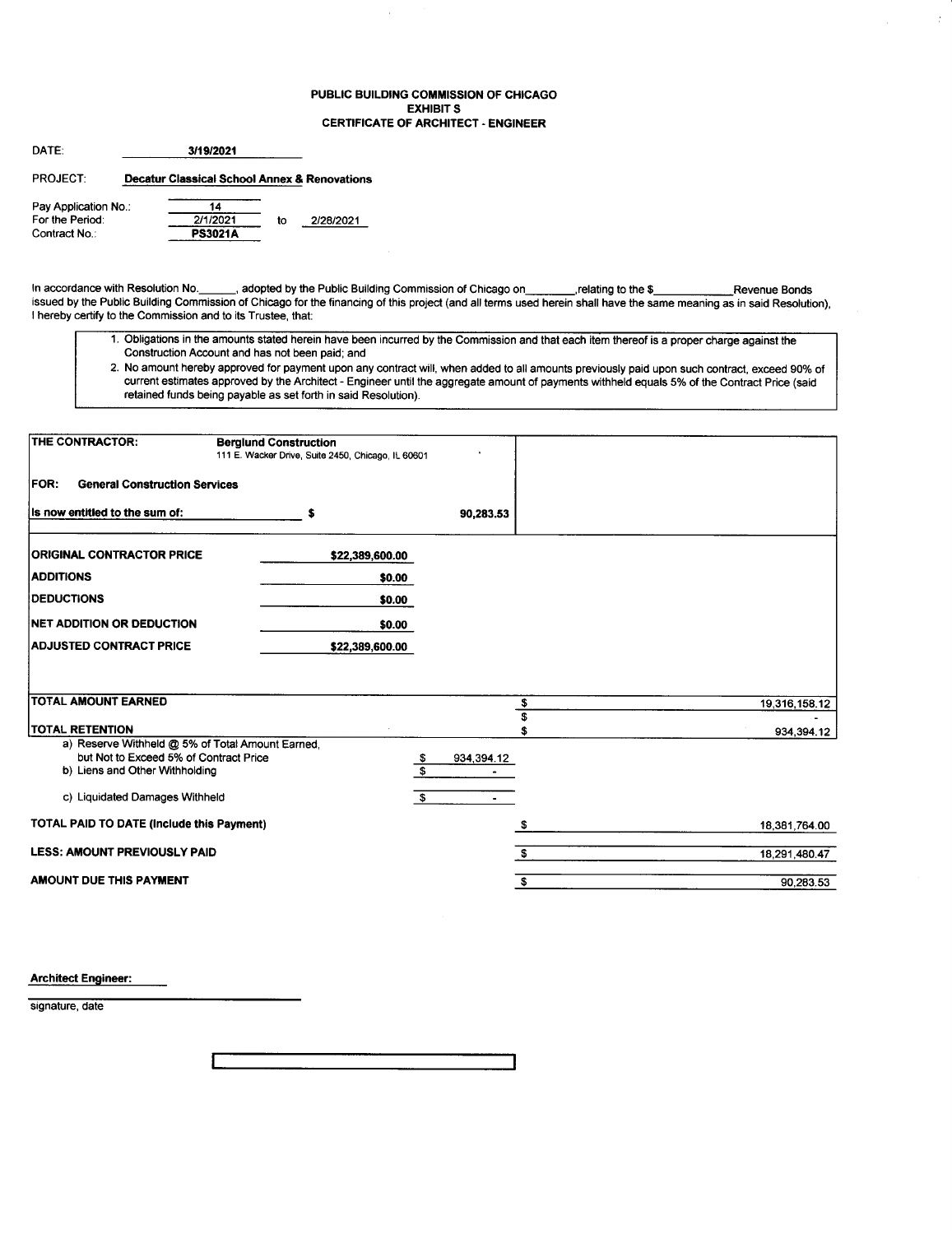**PUBLIC BUILDING COMMISSION OF CHICAGO**
**EXHIBIT S**
**CERTIFICATE OF ARCHITECT - ENGINEER**

DATE: **3/19/2021**

PROJECT: **Decatur Classical School Annex & Renovations**

Pay Application No.: 14
For the Period: 2/1/2021 to 2/28/2021
Contract No.: **PS3021A**

In accordance with Resolution No.\_\_\_\_\_\_, adopted by the Public Building Commission of Chicago on\_\_\_\_\_\_\_\_,relating to the $\_\_\_\_\_\_\_\_\_\_\_\_Revenue Bonds issued by the Public Building Commission of Chicago for the financing of this project (and all terms used herein shall have the same meaning as in said Resolution), I hereby certify to the Commission and to its Trustee, that:

1. Obligations in the amounts stated herein have been incurred by the Commission and that each item thereof is a proper charge against the Construction Account and has not been paid; and
2. No amount hereby approved for payment upon any contract will, when added to all amounts previously paid upon such contract, exceed 90% of current estimates approved by the Architect - Engineer until the aggregate amount of payments withheld equals 5% of the Contract Price (said retained funds being payable as set forth in said Resolution).

**THE CONTRACTOR:** **Berglund Construction**
111 E. Wacker Drive, Suite 2450, Chicago, IL 60601

**FOR: General Construction Services**

**Is now entitled to the sum of:** $ 90,283.53

| | | | |
|---|---|---|---|
| **ORIGINAL CONTRACTOR PRICE** | $22,389,600.00 | | |
| **ADDITIONS** | $0.00 | | |
| **DEDUCTIONS** | $0.00 | | |
| **NET ADDITION OR DEDUCTION** | $0.00 | | |
| **ADJUSTED CONTRACT PRICE** | $22,389,600.00 | | |
| **TOTAL AMOUNT EARNED** | | | $ 19,316,158.12 |
| | | | $ - |
| **TOTAL RETENTION** | | | $ 934,394.12 |
| a) Reserve Withheld @ 5% of Total Amount Earned, but Not to Exceed 5% of Contract Price | | $ 934,394.12 | |
| b) Liens and Other Withholding | | $ - | |
| c) Liquidated Damages Withheld | | $ - | |
| **TOTAL PAID TO DATE (Include this Payment)** | | | $ 18,381,764.00 |
| **LESS: AMOUNT PREVIOUSLY PAID** | | | $ 18,291,480.47 |
| **AMOUNT DUE THIS PAYMENT** | | | $ 90,283.53 |

**Architect Engineer:**

\_\_\_\_\_\_\_\_\_\_\_\_\_\_\_\_\_\_\_\_\_\_\_\_
signature, date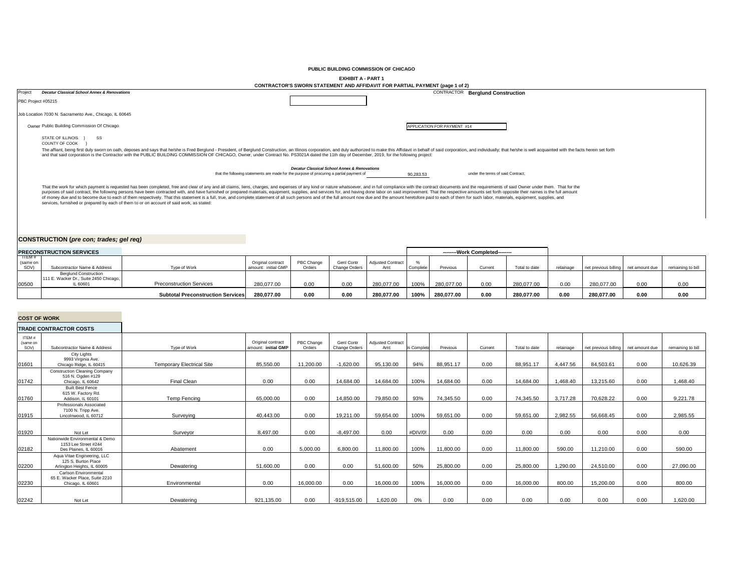**PUBLIC BUILDING COMMISSION OF CHICAGO**

**EXHIBIT A - PART 1**

**CONTRACTOR'S SWORN STATEMENT AND AFFIDAVIT FOR PARTIAL PAYMENT (page 1 of 2)**

Project *Decatur Classical School Annex & Renovations*

CONTRACTOR **Berglund Construction**

PBC Project #05215

Job Location 7030 N. Sacramento Ave., Chicago, IL 60645

Owner Public Building Commission Of Chicago

APPLICATION FOR PAYMENT #14

STATE OF ILLINOIS } SS
COUNTY OF COOK }

The affiant, being first duly sworn on oath, deposes and says that he/she is Fred Berglund - President, of Berglund Construction, an Illinois corporation, and duly authorized to make this Affidavit in behalf of said corporation, and individually; that he/she is well acquainted with the facts herein set forth and that said corporation is the Contractor with the PUBLIC BUILDING COMMISSION OF CHICAGO, Owner, under Contract No. PS3021A dated the 11th day of December, 2019, for the following project:

*Decatur Classical School Annex & Renovations*

that the following statements are made for the purpose of procuring a partial payment of 90,283.53 under the terms of said Contract;

That the work for which payment is requested has been completed, free and clear of any and all claims, liens, charges, and expenses of any kind or nature whatsoever, and in full compliance with the contract documents and the requirements of said Owner under them. That for the purposes of said contract, the following persons have been contracted with, and have furnished or prepared materials, equipment, supplies, and services for, and having done labor on said improvement. That the respective amounts set forth opposite their names is the full amount of money due and to become due to each of them respectively. That this statement is a full, true, and complete statement of all such persons and of the full amount now due and the amount heretofore paid to each of them for such labor, materials, equipment, supplies, and services, furnished or prepared by each of them to or on account of said work, as stated:

## CONSTRUCTION (*pre con; trades; gel req*)

### PRECONSTRUCTION SERVICES

| ITEM # (same on SOV) | Subcontractor Name & Address | Type of Work | Original contract amount: initial GMP | PBC Change Orders | Genl Contr Change Orders | Adjusted Contract Amt | % Complete | --------Work Completed-------- Previous | Current | Total to date | retainage | net previous billing | net amount due | remaining to bill |
|---|---|---|---|---|---|---|---|---|---|---|---|---|---|---|
| 00500 | Berglund Construction 111 E. Wacker Dr., Suite 2450 Chicago, IL 60601 | Preconstruction Services | 280,077.00 | 0.00 | 0.00 | 280,077.00 | 100% | 280,077.00 | 0.00 | 280,077.00 | 0.00 | 280,077.00 | 0.00 | 0.00 |
| | | **Subtotal Preconstruction Services** | **280,077.00** | **0.00** | **0.00** | **280,077.00** | **100%** | **280,077.00** | **0.00** | **280,077.00** | **0.00** | **280,077.00** | **0.00** | **0.00** |

### COST OF WORK

### TRADE CONTRACTOR COSTS

| ITEM # (same on SOV) | Subcontractor Name & Address | Type of Work | Original contract amount: initial GMP | PBC Change Orders | Genl Contr Change Orders | Adjusted Contract Amt | % Complete | Previous | Current | Total to date | retainage | net previous billing | net amount due | remaining to bill |
|---|---|---|---|---|---|---|---|---|---|---|---|---|---|---|
| 01601 | City Lights 9993 Virginia Ave. Chicago Ridge, IL 60415 | Temporary Electrical Site | 85,550.00 | 11,200.00 | -1,620.00 | 95,130.00 | 94% | 88,951.17 | 0.00 | 88,951.17 | 4,447.56 | 84,503.61 | 0.00 | 10,626.39 |
| 01742 | Construction Cleaning Company 516 N. Ogden #129 Chicago, IL 60642 | Final Clean | 0.00 | 0.00 | 14,684.00 | 14,684.00 | 100% | 14,684.00 | 0.00 | 14,684.00 | 1,468.40 | 13,215.60 | 0.00 | 1,468.40 |
| 01760 | Built Best Fence 615 W. Factory Rd. Addison, IL 60101 | Temp Fencing | 65,000.00 | 0.00 | 14,850.00 | 79,850.00 | 93% | 74,345.50 | 0.00 | 74,345.50 | 3,717.28 | 70,628.22 | 0.00 | 9,221.78 |
| 01915 | Professionals Associated 7100 N. Tripp Ave. Lincolnwood, IL 60712 | Surveying | 40,443.00 | 0.00 | 19,211.00 | 59,654.00 | 100% | 59,651.00 | 0.00 | 59,651.00 | 2,982.55 | 56,668.45 | 0.00 | 2,985.55 |
| 01920 | Not Let | Surveyor | 8,497.00 | 0.00 | -8,497.00 | 0.00 | #DIV/0! | 0.00 | 0.00 | 0.00 | 0.00 | 0.00 | 0.00 | 0.00 |
| 02182 | Nationwide Environmental & Demo 1153 Lee Street #244 Des Plaines, IL 60016 | Abatement | 0.00 | 5,000.00 | 6,800.00 | 11,800.00 | 100% | 11,800.00 | 0.00 | 11,800.00 | 590.00 | 11,210.00 | 0.00 | 590.00 |
| 02200 | Aqua Vitae Engineering, LLC 125 S. Burton Place Arlington Heights, IL 60005 | Dewatering | 51,600.00 | 0.00 | 0.00 | 51,600.00 | 50% | 25,800.00 | 0.00 | 25,800.00 | 1,290.00 | 24,510.00 | 0.00 | 27,090.00 |
| 02230 | Carlson Environmental 65 E. Wacker Place, Suite 2210 Chicago, IL 60601 | Environmental | 0.00 | 16,000.00 | 0.00 | 16,000.00 | 100% | 16,000.00 | 0.00 | 16,000.00 | 800.00 | 15,200.00 | 0.00 | 800.00 |
| 02242 | Not Let | Dewatering | 921,135.00 | 0.00 | -919,515.00 | 1,620.00 | 0% | 0.00 | 0.00 | 0.00 | 0.00 | 0.00 | 0.00 | 1,620.00 |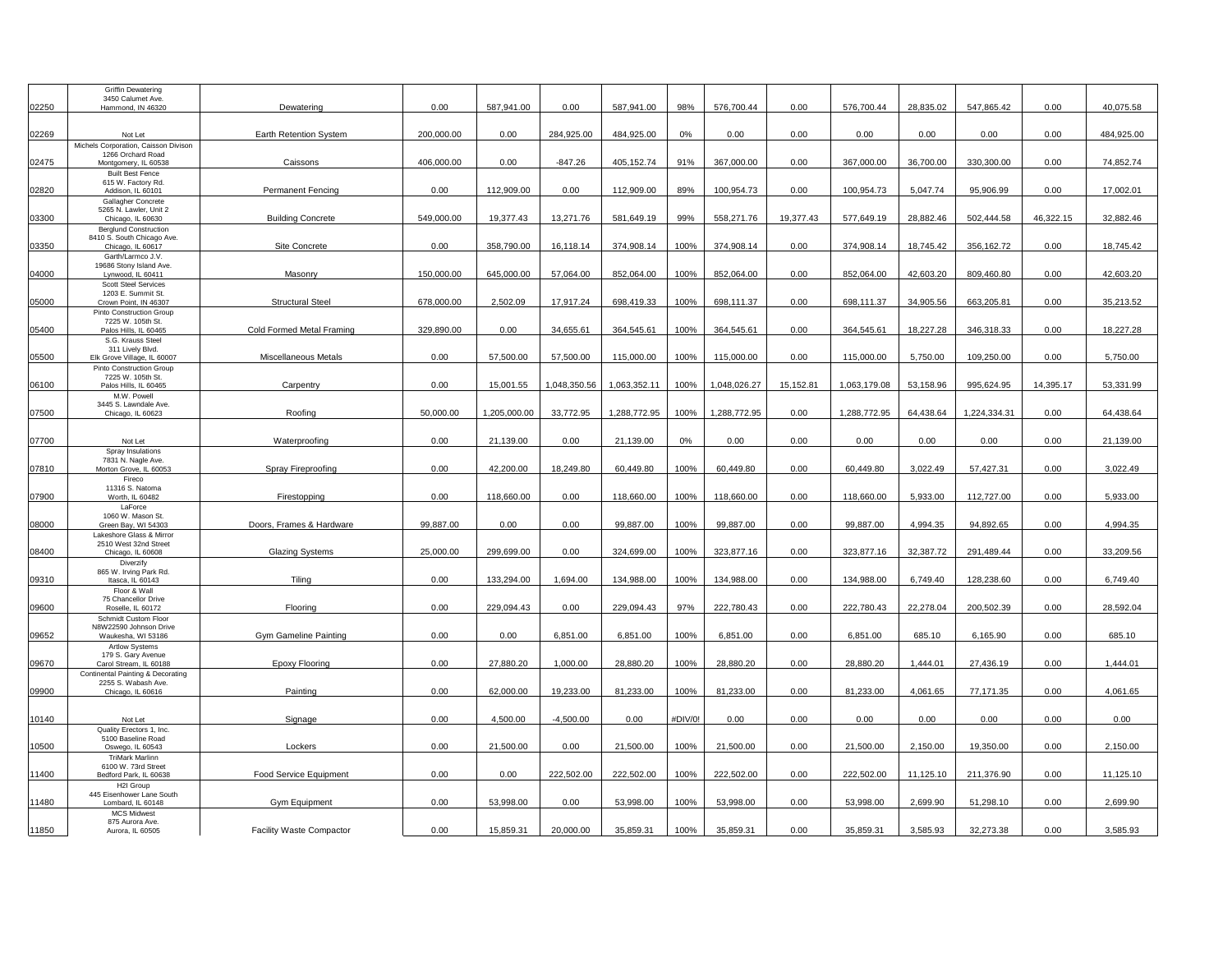| | | | | | | | | | | | | | | |
|---|---|---|---|---|---|---|---|---|---|---|---|---|---|---|
| 02250 | Griffin Dewatering 3450 Calumet Ave. Hammond, IN 46320 | Dewatering | 0.00 | 587,941.00 | 0.00 | 587,941.00 | 98% | 576,700.44 | 0.00 | 576,700.44 | 28,835.02 | 547,865.42 | 0.00 | 40,075.58 |
| 02269 | Not Let | Earth Retention System | 200,000.00 | 0.00 | 284,925.00 | 484,925.00 | 0% | 0.00 | 0.00 | 0.00 | 0.00 | 0.00 | 0.00 | 484,925.00 |
| 02475 | Michels Corporation, Caisson Divison 1266 Orchard Road Montgomery, IL 60538 | Caissons | 406,000.00 | 0.00 | -847.26 | 405,152.74 | 91% | 367,000.00 | 0.00 | 367,000.00 | 36,700.00 | 330,300.00 | 0.00 | 74,852.74 |
| 02820 | Built Best Fence 615 W. Factory Rd. Addison, IL 60101 | Permanent Fencing | 0.00 | 112,909.00 | 0.00 | 112,909.00 | 89% | 100,954.73 | 0.00 | 100,954.73 | 5,047.74 | 95,906.99 | 0.00 | 17,002.01 |
| 03300 | Gallagher Concrete 5265 N. Lawler, Unit 2 Chicago, IL 60630 | Building Concrete | 549,000.00 | 19,377.43 | 13,271.76 | 581,649.19 | 99% | 558,271.76 | 19,377.43 | 577,649.19 | 28,882.46 | 502,444.58 | 46,322.15 | 32,882.46 |
| 03350 | Berglund Construction 8410 S. South Chicago Ave. Chicago, IL 60617 | Site Concrete | 0.00 | 358,790.00 | 16,118.14 | 374,908.14 | 100% | 374,908.14 | 0.00 | 374,908.14 | 18,745.42 | 356,162.72 | 0.00 | 18,745.42 |
| 04000 | Garth/Larmco J.V. 19686 Stony Island Ave. Lynwood, IL 60411 | Masonry | 150,000.00 | 645,000.00 | 57,064.00 | 852,064.00 | 100% | 852,064.00 | 0.00 | 852,064.00 | 42,603.20 | 809,460.80 | 0.00 | 42,603.20 |
| 05000 | Scott Steel Services 1203 E. Summit St. Crown Point, IN 46307 | Structural Steel | 678,000.00 | 2,502.09 | 17,917.24 | 698,419.33 | 100% | 698,111.37 | 0.00 | 698,111.37 | 34,905.56 | 663,205.81 | 0.00 | 35,213.52 |
| 05400 | Pinto Construction Group 7225 W. 105th St. Palos Hills, IL 60465 | Cold Formed Metal Framing | 329,890.00 | 0.00 | 34,655.61 | 364,545.61 | 100% | 364,545.61 | 0.00 | 364,545.61 | 18,227.28 | 346,318.33 | 0.00 | 18,227.28 |
| 05500 | S.G. Krauss Steel 311 Lively Blvd. Elk Grove Village, IL 60007 | Miscellaneous Metals | 0.00 | 57,500.00 | 57,500.00 | 115,000.00 | 100% | 115,000.00 | 0.00 | 115,000.00 | 5,750.00 | 109,250.00 | 0.00 | 5,750.00 |
| 06100 | Pinto Construction Group 7225 W. 105th St. Palos Hills, IL 60465 | Carpentry | 0.00 | 15,001.55 | 1,048,350.56 | 1,063,352.11 | 100% | 1,048,026.27 | 15,152.81 | 1,063,179.08 | 53,158.96 | 995,624.95 | 14,395.17 | 53,331.99 |
| 07500 | M.W. Powell 3445 S. Lawndale Ave. Chicago, IL 60623 | Roofing | 50,000.00 | 1,205,000.00 | 33,772.95 | 1,288,772.95 | 100% | 1,288,772.95 | 0.00 | 1,288,772.95 | 64,438.64 | 1,224,334.31 | 0.00 | 64,438.64 |
| 07700 | Not Let | Waterproofing | 0.00 | 21,139.00 | 0.00 | 21,139.00 | 0% | 0.00 | 0.00 | 0.00 | 0.00 | 0.00 | 0.00 | 21,139.00 |
| 07810 | Spray Insulations 7831 N. Nagle Ave. Morton Grove, IL 60053 | Spray Fireproofing | 0.00 | 42,200.00 | 18,249.80 | 60,449.80 | 100% | 60,449.80 | 0.00 | 60,449.80 | 3,022.49 | 57,427.31 | 0.00 | 3,022.49 |
| 07900 | Fireco 11316 S. Natoma Worth, IL 60482 | Firestopping | 0.00 | 118,660.00 | 0.00 | 118,660.00 | 100% | 118,660.00 | 0.00 | 118,660.00 | 5,933.00 | 112,727.00 | 0.00 | 5,933.00 |
| 08000 | LaForce 1060 W. Mason St. Green Bay, WI 54303 | Doors, Frames & Hardware | 99,887.00 | 0.00 | 0.00 | 99,887.00 | 100% | 99,887.00 | 0.00 | 99,887.00 | 4,994.35 | 94,892.65 | 0.00 | 4,994.35 |
| 08400 | Lakeshore Glass & Mirror 2510 West 32nd Street Chicago, IL 60608 | Glazing Systems | 25,000.00 | 299,699.00 | 0.00 | 324,699.00 | 100% | 323,877.16 | 0.00 | 323,877.16 | 32,387.72 | 291,489.44 | 0.00 | 33,209.56 |
| 09310 | Diverzify 865 W. Irving Park Rd. Itasca, IL 60143 | Tiling | 0.00 | 133,294.00 | 1,694.00 | 134,988.00 | 100% | 134,988.00 | 0.00 | 134,988.00 | 6,749.40 | 128,238.60 | 0.00 | 6,749.40 |
| 09600 | Floor & Wall 75 Chancellor Drive Roselle, IL 60172 | Flooring | 0.00 | 229,094.43 | 0.00 | 229,094.43 | 97% | 222,780.43 | 0.00 | 222,780.43 | 22,278.04 | 200,502.39 | 0.00 | 28,592.04 |
| 09652 | Schmidt Custom Floor N8W22590 Johnson Drive Waukesha, WI 53186 | Gym Gameline Painting | 0.00 | 0.00 | 6,851.00 | 6,851.00 | 100% | 6,851.00 | 0.00 | 6,851.00 | 685.10 | 6,165.90 | 0.00 | 685.10 |
| 09670 | Artlow Systems 179 S. Gary Avenue Carol Stream, IL 60188 | Epoxy Flooring | 0.00 | 27,880.20 | 1,000.00 | 28,880.20 | 100% | 28,880.20 | 0.00 | 28,880.20 | 1,444.01 | 27,436.19 | 0.00 | 1,444.01 |
| 09900 | Continental Painting & Decorating 2255 S. Wabash Ave. Chicago, IL 60616 | Painting | 0.00 | 62,000.00 | 19,233.00 | 81,233.00 | 100% | 81,233.00 | 0.00 | 81,233.00 | 4,061.65 | 77,171.35 | 0.00 | 4,061.65 |
| 10140 | Not Let | Signage | 0.00 | 4,500.00 | -4,500.00 | 0.00 | #DIV/0! | 0.00 | 0.00 | 0.00 | 0.00 | 0.00 | 0.00 | 0.00 |
| 10500 | Quality Erectors 1, Inc. 5100 Baseline Road Oswego, IL 60543 | Lockers | 0.00 | 21,500.00 | 0.00 | 21,500.00 | 100% | 21,500.00 | 0.00 | 21,500.00 | 2,150.00 | 19,350.00 | 0.00 | 2,150.00 |
| 11400 | TriMark Marlinn 6100 W. 73rd Street Bedford Park, IL 60638 | Food Service Equipment | 0.00 | 0.00 | 222,502.00 | 222,502.00 | 100% | 222,502.00 | 0.00 | 222,502.00 | 11,125.10 | 211,376.90 | 0.00 | 11,125.10 |
| 11480 | H2I Group 445 Eisenhower Lane South Lombard, IL 60148 | Gym Equipment | 0.00 | 53,998.00 | 0.00 | 53,998.00 | 100% | 53,998.00 | 0.00 | 53,998.00 | 2,699.90 | 51,298.10 | 0.00 | 2,699.90 |
| 11850 | MCS Midwest 875 Aurora Ave. Aurora, IL 60505 | Facility Waste Compactor | 0.00 | 15,859.31 | 20,000.00 | 35,859.31 | 100% | 35,859.31 | 0.00 | 35,859.31 | 3,585.93 | 32,273.38 | 0.00 | 3,585.93 |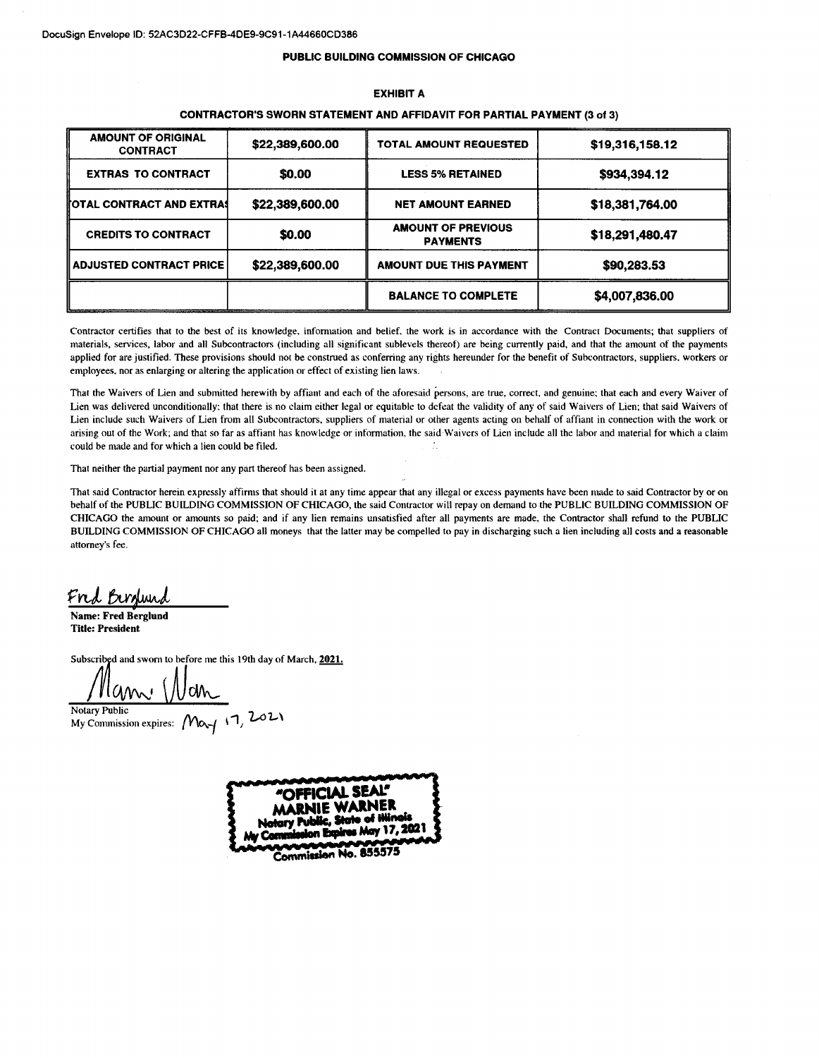DocuSign Envelope ID: 52AC3D22-CFFB-4DE9-9C91-1A44660CD386

**PUBLIC BUILDING COMMISSION OF CHICAGO**

**EXHIBIT A**

**CONTRACTOR'S SWORN STATEMENT AND AFFIDAVIT FOR PARTIAL PAYMENT (3 of 3)**

| | | | |
|---|---|---|---|
| **AMOUNT OF ORIGINAL CONTRACT** | **$22,389,600.00** | **TOTAL AMOUNT REQUESTED** | **$19,316,158.12** |
| **EXTRAS TO CONTRACT** | **$0.00** | **LESS 5% RETAINED** | **$934,394.12** |
| **TOTAL CONTRACT AND EXTRAS** | **$22,389,600.00** | **NET AMOUNT EARNED** | **$18,381,764.00** |
| **CREDITS TO CONTRACT** | **$0.00** | **AMOUNT OF PREVIOUS PAYMENTS** | **$18,291,480.47** |
| **ADJUSTED CONTRACT PRICE** | **$22,389,600.00** | **AMOUNT DUE THIS PAYMENT** | **$90,283.53** |
| | | **BALANCE TO COMPLETE** | **$4,007,836.00** |

Contractor certifies that to the best of its knowledge, information and belief, the work is in accordance with the Contract Documents; that suppliers of materials, services, labor and all Subcontractors (including all significant sublevels thereof) are being currently paid, and that the amount of the payments applied for are justified. These provisions should not be construed as conferring any rights hereunder for the benefit of Subcontractors, suppliers, workers or employees, nor as enlarging or altering the application or effect of existing lien laws.

That the Waivers of Lien and submitted herewith by affiant and each of the aforesaid persons, are true, correct, and genuine; that each and every Waiver of Lien was delivered unconditionally; that there is no claim either legal or equitable to defeat the validity of any of said Waivers of Lien; that said Waivers of Lien include such Waivers of Lien from all Subcontractors, suppliers of material or other agents acting on behalf of affiant in connection with the work or arising out of the Work; and that so far as affiant has knowledge or information, the said Waivers of Lien include all the labor and material for which a claim could be made and for which a lien could be filed.

That neither the partial payment nor any part thereof has been assigned.

That said Contractor herein expressly affirms that should it at any time appear that any illegal or excess payments have been made to said Contractor by or on behalf of the PUBLIC BUILDING COMMISSION OF CHICAGO, the said Contractor will repay on demand to the PUBLIC BUILDING COMMISSION OF CHICAGO the amount or amounts so paid; and if any lien remains unsatisfied after all payments are made, the Contractor shall refund to the PUBLIC BUILDING COMMISSION OF CHICAGO all moneys that the latter may be compelled to pay in discharging such a lien including all costs and a reasonable attorney's fee.

Fred Berglund

**Name: Fred Berglund**
**Title: President**

Subscribed and sworn to before me this 19th day of March, **2021.**

Marnie Warner

Notary Public
My Commission expires: May 17, 2021

"OFFICIAL SEAL"
MARNIE WARNER
Notary Public, State of Illinois
My Commission Expires May 17, 2021
Commission No. 855575